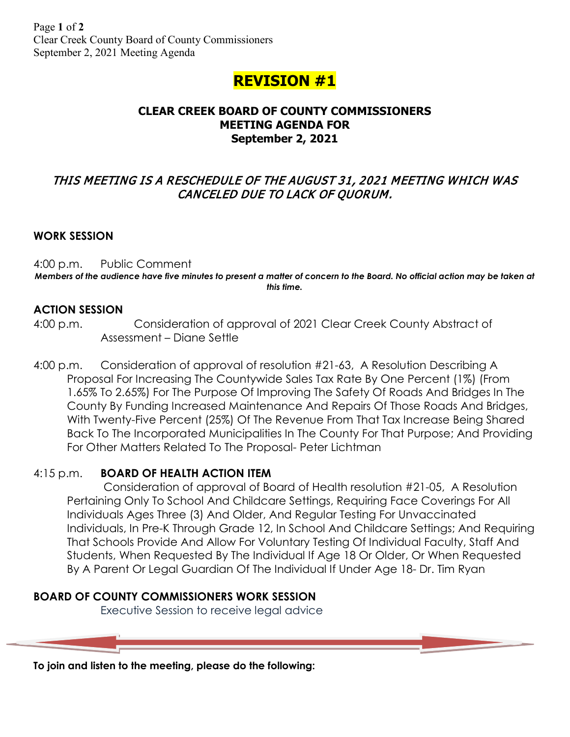# REVISION #1

## CLEAR CREEK BOARD OF COUNTY COMMISSIONERS
## MEETING AGENDA FOR
## September 2, 2021

***THIS MEETING IS A RESCHEDULE OF THE AUGUST 31, 2021 MEETING WHICH WAS CANCELED DUE TO LACK OF QUORUM.***

### WORK SESSION

4:00 p.m. Public Comment

***Members of the audience have five minutes to present a matter of concern to the Board. No official action may be taken at this time.***

### ACTION SESSION

4:00 p.m. Consideration of approval of 2021 Clear Creek County Abstract of Assessment – Diane Settle

4:00 p.m. Consideration of approval of resolution #21-63, A Resolution Describing A Proposal For Increasing The Countywide Sales Tax Rate By One Percent (1%) (From 1.65% To 2.65%) For The Purpose Of Improving The Safety Of Roads And Bridges In The County By Funding Increased Maintenance And Repairs Of Those Roads And Bridges, With Twenty-Five Percent (25%) Of The Revenue From That Tax Increase Being Shared Back To The Incorporated Municipalities In The County For That Purpose; And Providing For Other Matters Related To The Proposal- Peter Lichtman

4:15 p.m. **BOARD OF HEALTH ACTION ITEM**
Consideration of approval of Board of Health resolution #21-05, A Resolution Pertaining Only To School And Childcare Settings, Requiring Face Coverings For All Individuals Ages Three (3) And Older, And Regular Testing For Unvaccinated Individuals, In Pre-K Through Grade 12, In School And Childcare Settings; And Requiring That Schools Provide And Allow For Voluntary Testing Of Individual Faculty, Staff And Students, When Requested By The Individual If Age 18 Or Older, Or When Requested By A Parent Or Legal Guardian Of The Individual If Under Age 18- Dr. Tim Ryan

### BOARD OF COUNTY COMMISSIONERS WORK SESSION

Executive Session to receive legal advice

**To join and listen to the meeting, please do the following:**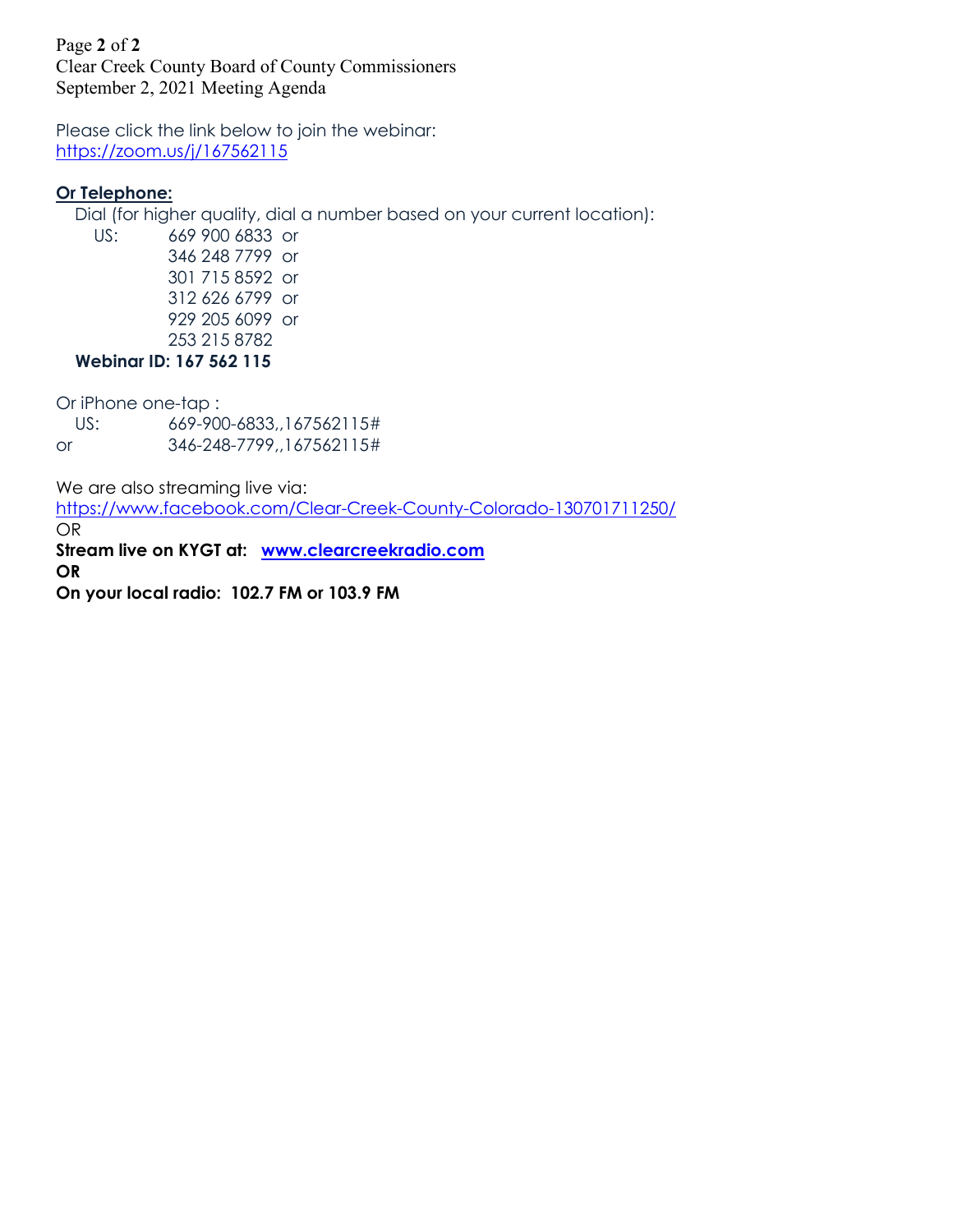Please click the link below to join the webinar:
https://zoom.us/j/167562115

**Or Telephone:**

Dial (for higher quality, dial a number based on your current location):

US: 669 900 6833 or
346 248 7799 or
301 715 8592 or
312 626 6799 or
929 205 6099 or
253 215 8782

**Webinar ID: 167 562 115**

Or iPhone one-tap :

US: 669-900-6833,,167562115#
or 346-248-7799,,167562115#

We are also streaming live via:
https://www.facebook.com/Clear-Creek-County-Colorado-130701711250/
OR
**Stream live on KYGT at: www.clearcreekradio.com**
**OR**
**On your local radio: 102.7 FM or 103.9 FM**